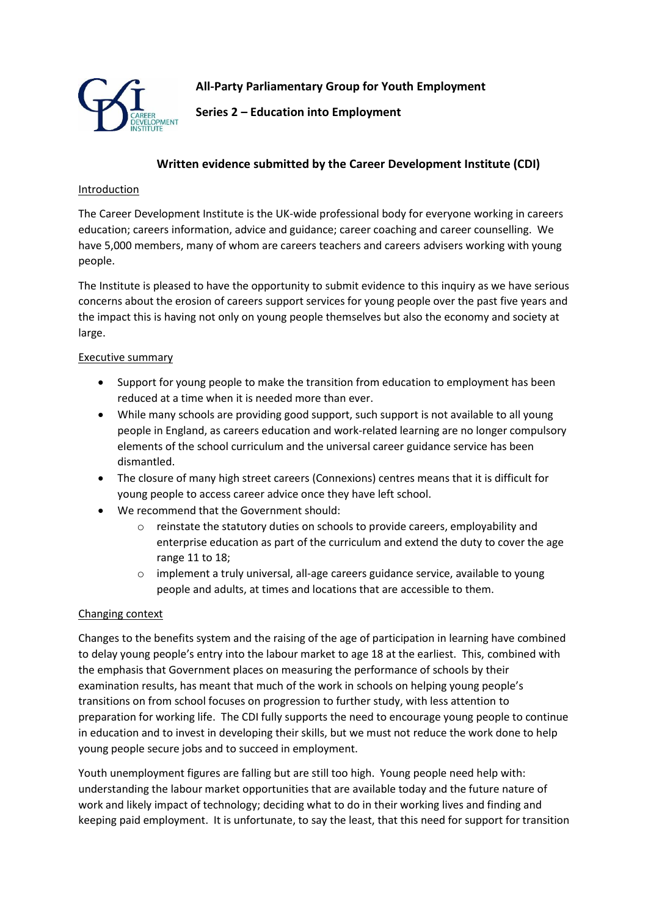**All-Party Parliamentary Group for Youth Employment**

**Series 2 – Education into Employment**

## Written evidence submitted by the Career Development Institute (CDI)

### Introduction

The Career Development Institute is the UK-wide professional body for everyone working in careers education; careers information, advice and guidance; career coaching and career counselling. We have 5,000 members, many of whom are careers teachers and careers advisers working with young people.

The Institute is pleased to have the opportunity to submit evidence to this inquiry as we have serious concerns about the erosion of careers support services for young people over the past five years and the impact this is having not only on young people themselves but also the economy and society at large.

### Executive summary

- Support for young people to make the transition from education to employment has been reduced at a time when it is needed more than ever.
- While many schools are providing good support, such support is not available to all young people in England, as careers education and work-related learning are no longer compulsory elements of the school curriculum and the universal career guidance service has been dismantled.
- The closure of many high street careers (Connexions) centres means that it is difficult for young people to access career advice once they have left school.
- We recommend that the Government should:
  - reinstate the statutory duties on schools to provide careers, employability and enterprise education as part of the curriculum and extend the duty to cover the age range 11 to 18;
  - implement a truly universal, all-age careers guidance service, available to young people and adults, at times and locations that are accessible to them.

### Changing context

Changes to the benefits system and the raising of the age of participation in learning have combined to delay young people's entry into the labour market to age 18 at the earliest. This, combined with the emphasis that Government places on measuring the performance of schools by their examination results, has meant that much of the work in schools on helping young people's transitions on from school focuses on progression to further study, with less attention to preparation for working life. The CDI fully supports the need to encourage young people to continue in education and to invest in developing their skills, but we must not reduce the work done to help young people secure jobs and to succeed in employment.

Youth unemployment figures are falling but are still too high. Young people need help with: understanding the labour market opportunities that are available today and the future nature of work and likely impact of technology; deciding what to do in their working lives and finding and keeping paid employment. It is unfortunate, to say the least, that this need for support for transition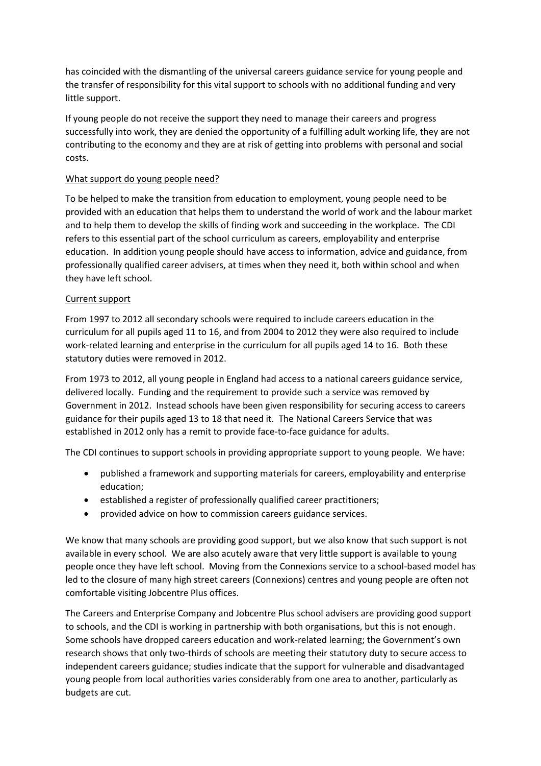has coincided with the dismantling of the universal careers guidance service for young people and the transfer of responsibility for this vital support to schools with no additional funding and very little support.

If young people do not receive the support they need to manage their careers and progress successfully into work, they are denied the opportunity of a fulfilling adult working life, they are not contributing to the economy and they are at risk of getting into problems with personal and social costs.

<u>What support do young people need?</u>

To be helped to make the transition from education to employment, young people need to be provided with an education that helps them to understand the world of work and the labour market and to help them to develop the skills of finding work and succeeding in the workplace. The CDI refers to this essential part of the school curriculum as careers, employability and enterprise education. In addition young people should have access to information, advice and guidance, from professionally qualified career advisers, at times when they need it, both within school and when they have left school.

<u>Current support</u>

From 1997 to 2012 all secondary schools were required to include careers education in the curriculum for all pupils aged 11 to 16, and from 2004 to 2012 they were also required to include work-related learning and enterprise in the curriculum for all pupils aged 14 to 16. Both these statutory duties were removed in 2012.

From 1973 to 2012, all young people in England had access to a national careers guidance service, delivered locally. Funding and the requirement to provide such a service was removed by Government in 2012. Instead schools have been given responsibility for securing access to careers guidance for their pupils aged 13 to 18 that need it. The National Careers Service that was established in 2012 only has a remit to provide face-to-face guidance for adults.

The CDI continues to support schools in providing appropriate support to young people. We have:

- published a framework and supporting materials for careers, employability and enterprise education;
- established a register of professionally qualified career practitioners;
- provided advice on how to commission careers guidance services.

We know that many schools are providing good support, but we also know that such support is not available in every school. We are also acutely aware that very little support is available to young people once they have left school. Moving from the Connexions service to a school-based model has led to the closure of many high street careers (Connexions) centres and young people are often not comfortable visiting Jobcentre Plus offices.

The Careers and Enterprise Company and Jobcentre Plus school advisers are providing good support to schools, and the CDI is working in partnership with both organisations, but this is not enough. Some schools have dropped careers education and work-related learning; the Government's own research shows that only two-thirds of schools are meeting their statutory duty to secure access to independent careers guidance; studies indicate that the support for vulnerable and disadvantaged young people from local authorities varies considerably from one area to another, particularly as budgets are cut.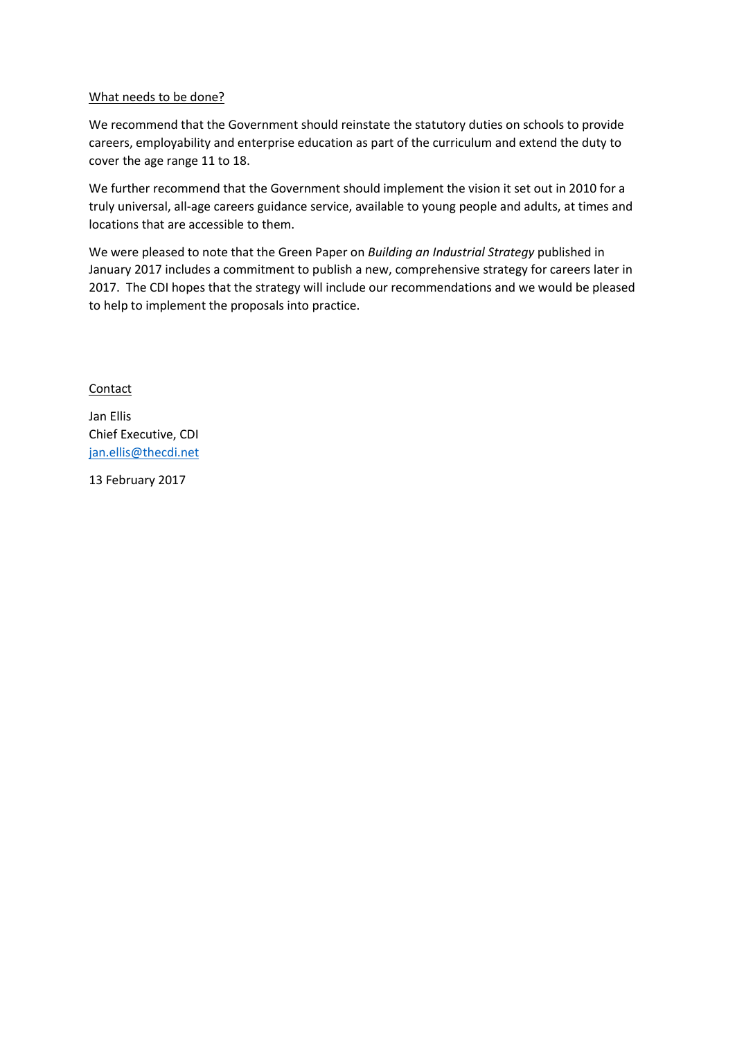What needs to be done?

We recommend that the Government should reinstate the statutory duties on schools to provide careers, employability and enterprise education as part of the curriculum and extend the duty to cover the age range 11 to 18.

We further recommend that the Government should implement the vision it set out in 2010 for a truly universal, all-age careers guidance service, available to young people and adults, at times and locations that are accessible to them.

We were pleased to note that the Green Paper on *Building an Industrial Strategy* published in January 2017 includes a commitment to publish a new, comprehensive strategy for careers later in 2017. The CDI hopes that the strategy will include our recommendations and we would be pleased to help to implement the proposals into practice.

Contact

Jan Ellis
Chief Executive, CDI
[jan.ellis@thecdi.net](mailto:jan.ellis@thecdi.net)

13 February 2017